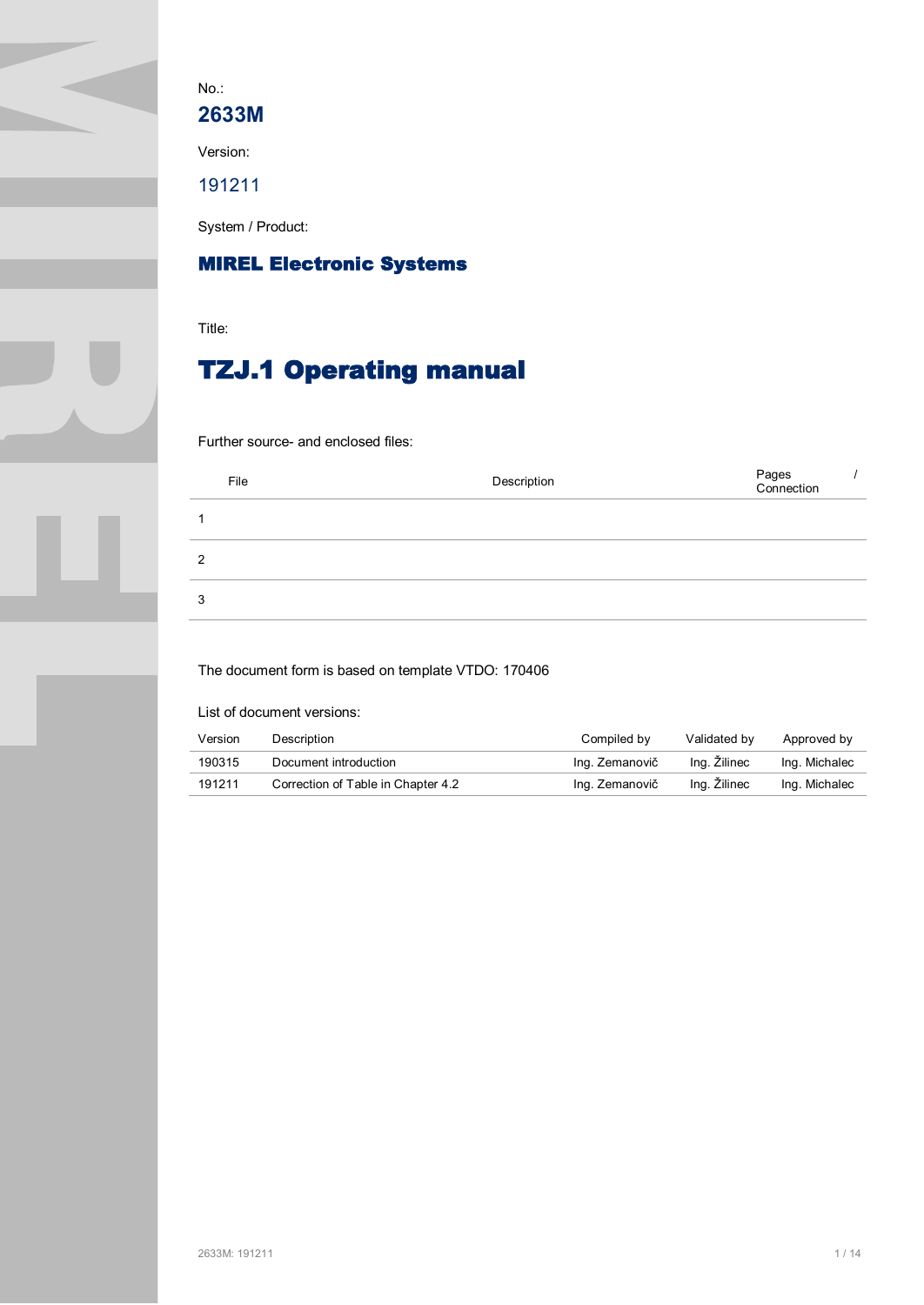No.:

**2633M**

Version:

191211

System / Product:

**MIREL Electronic Systems**

Title:

# TZJ.1 Operating manual

Further source- and enclosed files:

| File | Description | Pages / Connection |
|---|---|---|
| 1 | | |
| 2 | | |
| 3 | | |

The document form is based on template VTDO: 170406

List of document versions:

| Version | Description | Compiled by | Validated by | Approved by |
|---|---|---|---|---|
| 190315 | Document introduction | Ing. Zemanovič | Ing. Žilinec | Ing. Michalec |
| 191211 | Correction of Table in Chapter 4.2 | Ing. Zemanovič | Ing. Žilinec | Ing. Michalec |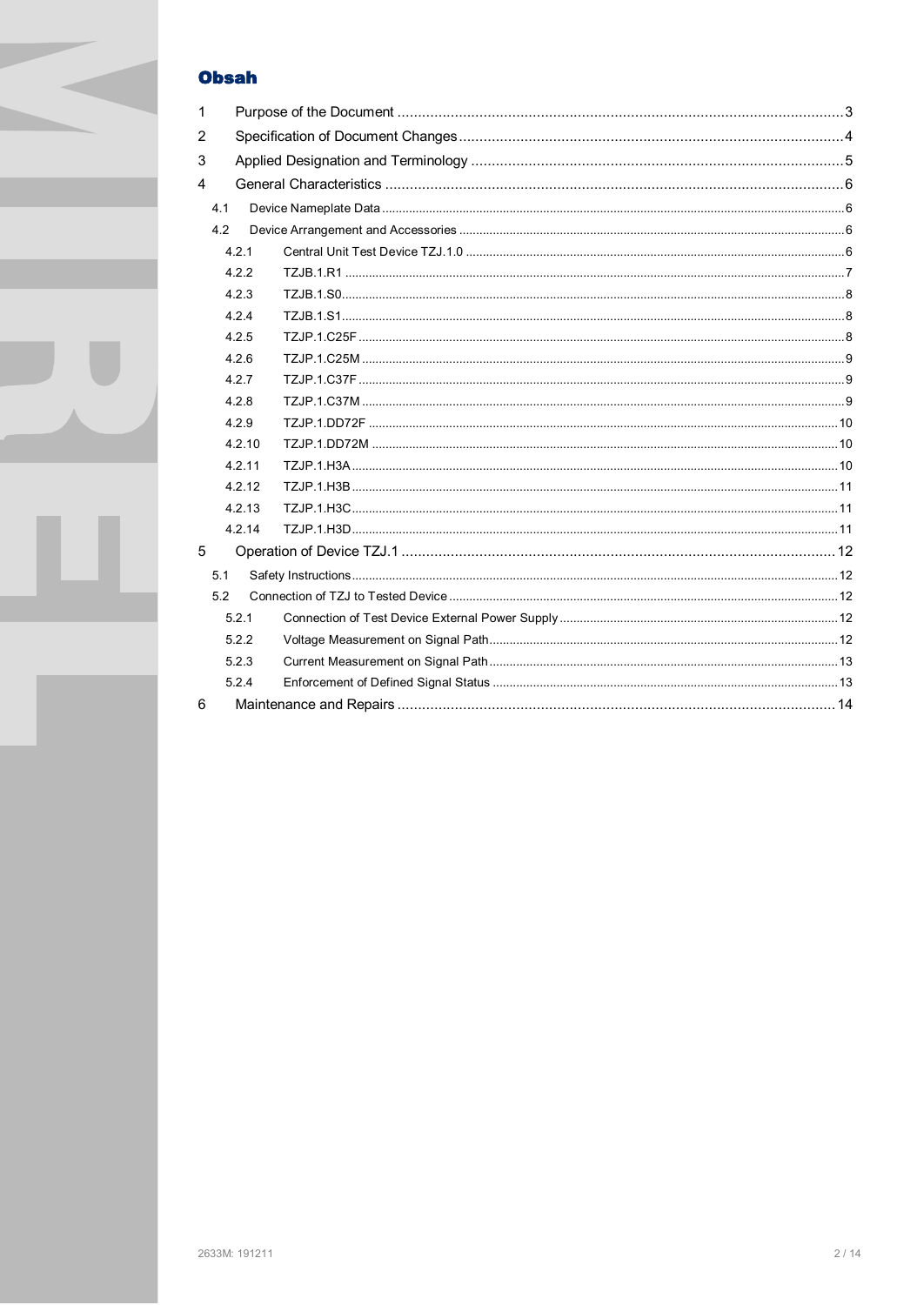# Obsah

1 Purpose of the Document ............................................................................................................. 3

2 Specification of Document Changes ............................................................................................. 4

3 Applied Designation and Terminology .......................................................................................... 5

4 General Characteristics ................................................................................................................ 6

- 4.1 Device Nameplate Data ........................................................................................................ 6
- 4.2 Device Arrangement and Accessories ................................................................................. 6
  - 4.2.1 Central Unit Test Device TZJ.1.0 ................................................................................ 6
  - 4.2.2 TZJB.1.R1 .................................................................................................................. 7
  - 4.2.3 TZJB.1.S0 ................................................................................................................... 8
  - 4.2.4 TZJB.1.S1 ................................................................................................................... 8
  - 4.2.5 TZJP.1.C25F ............................................................................................................... 8
  - 4.2.6 TZJP.1.C25M .............................................................................................................. 9
  - 4.2.7 TZJP.1.C37F ............................................................................................................... 9
  - 4.2.8 TZJP.1.C37M .............................................................................................................. 9
  - 4.2.9 TZJP.1.DD72F .......................................................................................................... 10
  - 4.2.10 TZJP.1.DD72M ......................................................................................................... 10
  - 4.2.11 TZJP.1.H3A .............................................................................................................. 10
  - 4.2.12 TZJP.1.H3B .............................................................................................................. 11
  - 4.2.13 TZJP.1.H3C .............................................................................................................. 11
  - 4.2.14 TZJP.1.H3D .............................................................................................................. 11

5 Operation of Device TZJ.1 .......................................................................................................... 12

- 5.1 Safety Instructions ............................................................................................................. 12
- 5.2 Connection of TZJ to Tested Device .................................................................................. 12
  - 5.2.1 Connection of Test Device External Power Supply ................................................... 12
  - 5.2.2 Voltage Measurement on Signal Path ....................................................................... 12
  - 5.2.3 Current Measurement on Signal Path ....................................................................... 13
  - 5.2.4 Enforcement of Defined Signal Status ...................................................................... 13

6 Maintenance and Repairs ........................................................................................................... 14

2633M: 191211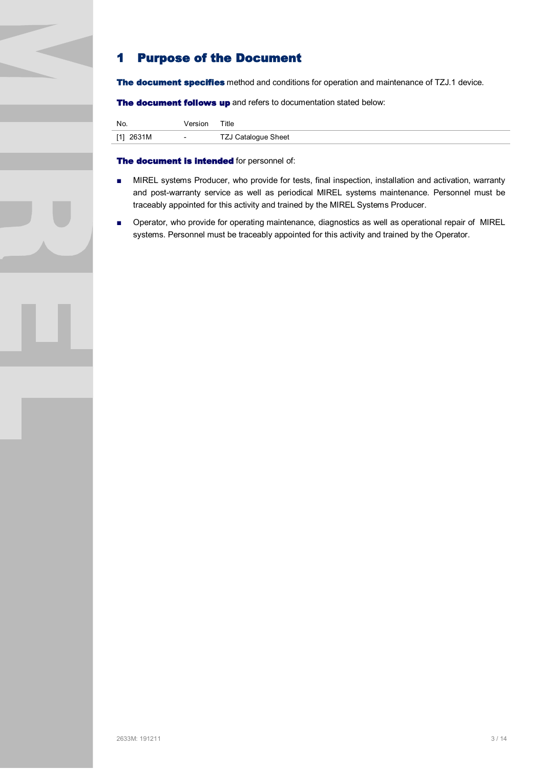# 1 Purpose of the Document

**The document specifies** method and conditions for operation and maintenance of TZJ.1 device.

**The document follows up** and refers to documentation stated below:

| No. | Version | Title |
|---|---|---|
| [1] 2631M | - | TZJ Catalogue Sheet |

**The document is intended** for personnel of:

- MIREL systems Producer, who provide for tests, final inspection, installation and activation, warranty and post-warranty service as well as periodical MIREL systems maintenance. Personnel must be traceably appointed for this activity and trained by the MIREL Systems Producer.
- Operator, who provide for operating maintenance, diagnostics as well as operational repair of MIREL systems. Personnel must be traceably appointed for this activity and trained by the Operator.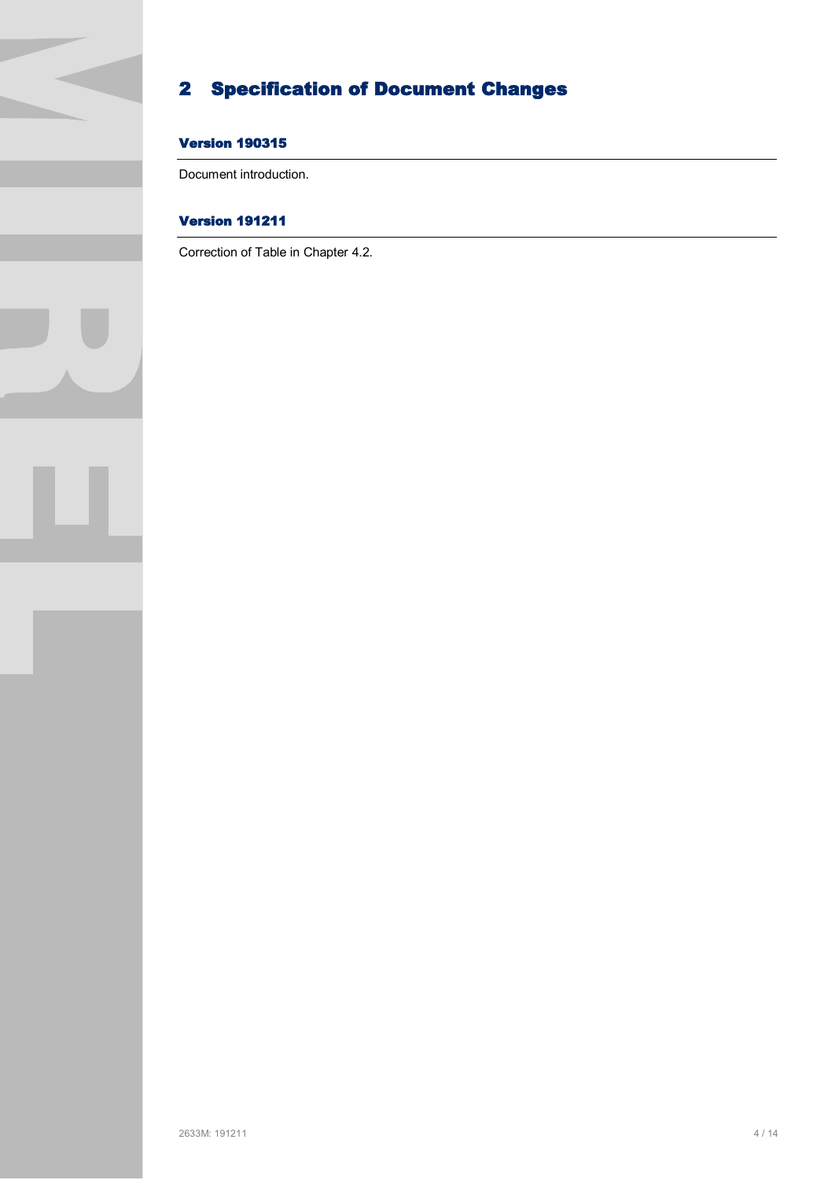# 2 Specification of Document Changes

### Version 190315

Document introduction.

### Version 191211

Correction of Table in Chapter 4.2.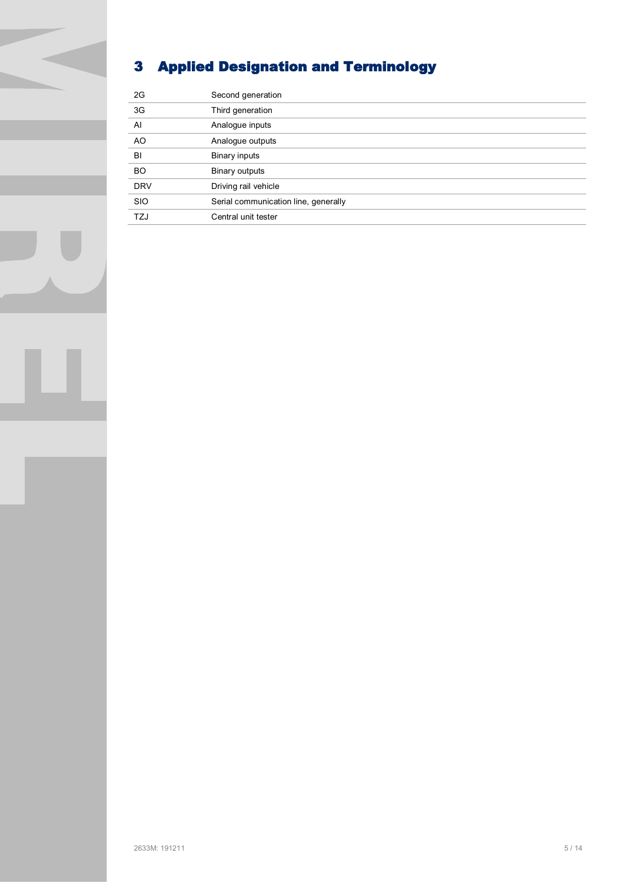# 3 Applied Designation and Terminology

| | |
|---|---|
| 2G | Second generation |
| 3G | Third generation |
| AI | Analogue inputs |
| AO | Analogue outputs |
| BI | Binary inputs |
| BO | Binary outputs |
| DRV | Driving rail vehicle |
| SIO | Serial communication line, generally |
| TZJ | Central unit tester |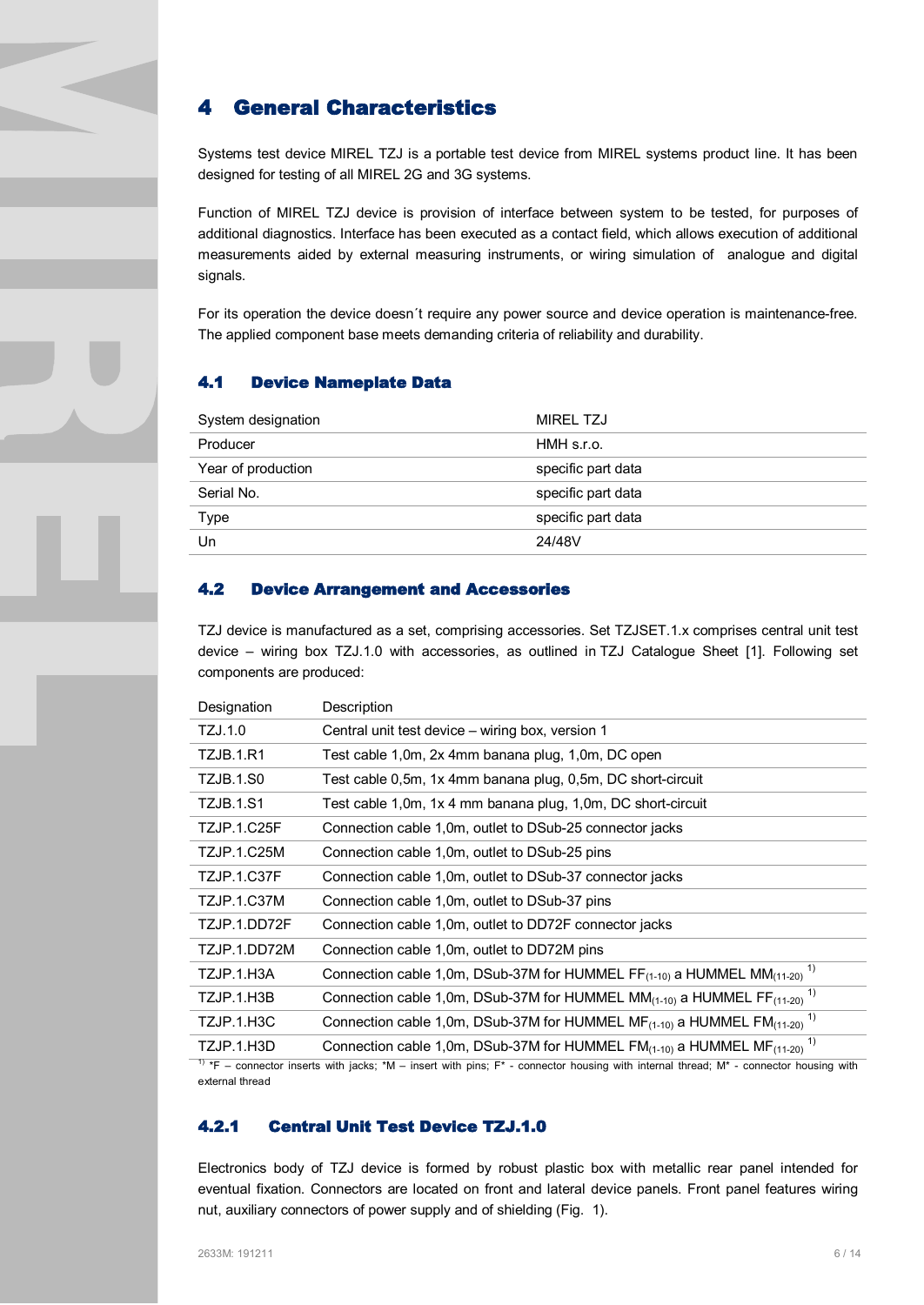# 4 General Characteristics

Systems test device MIREL TZJ is a portable test device from MIREL systems product line. It has been designed for testing of all MIREL 2G and 3G systems.

Function of MIREL TZJ device is provision of interface between system to be tested, for purposes of additional diagnostics. Interface has been executed as a contact field, which allows execution of additional measurements aided by external measuring instruments, or wiring simulation of analogue and digital signals.

For its operation the device doesn´t require any power source and device operation is maintenance-free. The applied component base meets demanding criteria of reliability and durability.

## 4.1 Device Nameplate Data

| | |
|---|---|
| System designation | MIREL TZJ |
| Producer | HMH s.r.o. |
| Year of production | specific part data |
| Serial No. | specific part data |
| Type | specific part data |
| Un | 24/48V |

## 4.2 Device Arrangement and Accessories

TZJ device is manufactured as a set, comprising accessories. Set TZJSET.1.x comprises central unit test device – wiring box TZJ.1.0 with accessories, as outlined in TZJ Catalogue Sheet [1]. Following set components are produced:

| Designation | Description |
|---|---|
| TZJ.1.0 | Central unit test device – wiring box, version 1 |
| TZJB.1.R1 | Test cable 1,0m, 2x 4mm banana plug, 1,0m, DC open |
| TZJB.1.S0 | Test cable 0,5m, 1x 4mm banana plug, 0,5m, DC short-circuit |
| TZJB.1.S1 | Test cable 1,0m, 1x 4 mm banana plug, 1,0m, DC short-circuit |
| TZJP.1.C25F | Connection cable 1,0m, outlet to DSub-25 connector jacks |
| TZJP.1.C25M | Connection cable 1,0m, outlet to DSub-25 pins |
| TZJP.1.C37F | Connection cable 1,0m, outlet to DSub-37 connector jacks |
| TZJP.1.C37M | Connection cable 1,0m, outlet to DSub-37 pins |
| TZJP.1.DD72F | Connection cable 1,0m, outlet to DD72F connector jacks |
| TZJP.1.DD72M | Connection cable 1,0m, outlet to DD72M pins |
| TZJP.1.H3A | Connection cable 1,0m, DSub-37M for HUMMEL $FF_{(1\text{-}10)}$ a HUMMEL $MM_{(11\text{-}20)}$ [1)] |
| TZJP.1.H3B | Connection cable 1,0m, DSub-37M for HUMMEL $MM_{(1\text{-}10)}$ a HUMMEL $FF_{(11\text{-}20)}$ [1)] |
| TZJP.1.H3C | Connection cable 1,0m, DSub-37M for HUMMEL $MF_{(1\text{-}10)}$ a HUMMEL $FM_{(11\text{-}20)}$ [1)] |
| TZJP.1.H3D | Connection cable 1,0m, DSub-37M for HUMMEL $FM_{(1\text{-}10)}$ a HUMMEL $MF_{(11\text{-}20)}$ [1)] |

[1)] *F – connector inserts with jacks; *M – insert with pins; F* - connector housing with internal thread; M* - connector housing with external thread

### 4.2.1 Central Unit Test Device TZJ.1.0

Electronics body of TZJ device is formed by robust plastic box with metallic rear panel intended for eventual fixation. Connectors are located on front and lateral device panels. Front panel features wiring nut, auxiliary connectors of power supply and of shielding (Fig. 1).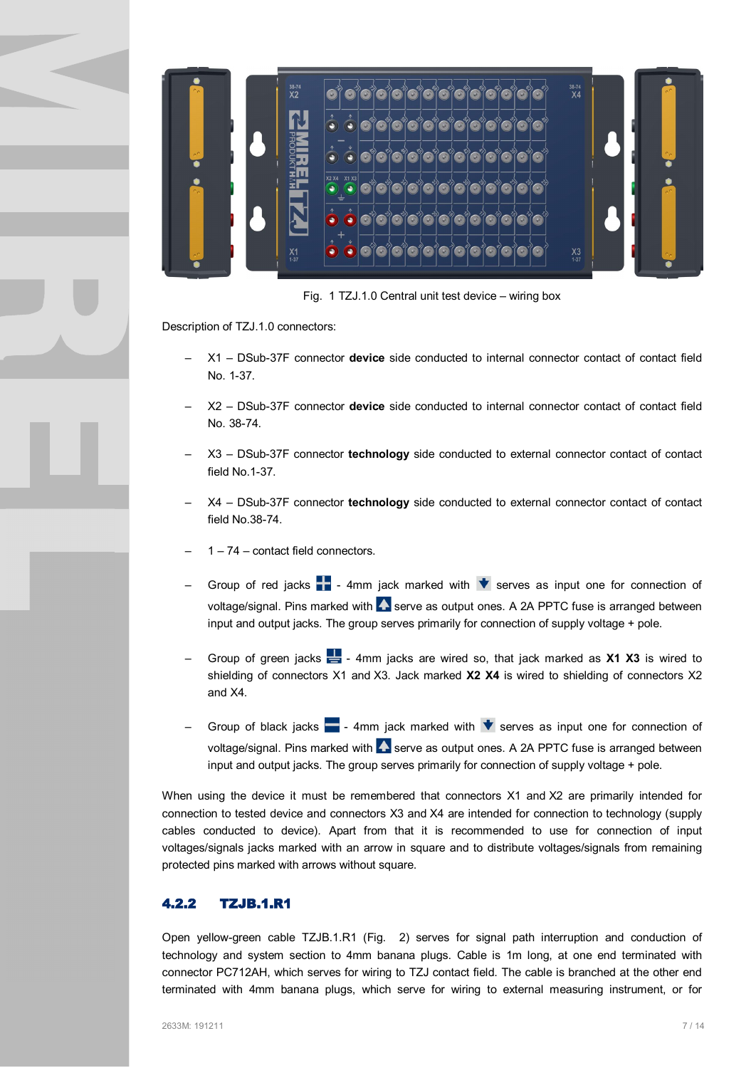Fig. 1 TZJ.1.0 Central unit test device – wiring box

Description of TZJ.1.0 connectors:

- X1 – DSub-37F connector **device** side conducted to internal connector contact of contact field No. 1-37.
- X2 – DSub-37F connector **device** side conducted to internal connector contact of contact field No. 38-74.
- X3 – DSub-37F connector **technology** side conducted to external connector contact of contact field No.1-37.
- X4 – DSub-37F connector **technology** side conducted to external connector contact of contact field No.38-74.
- 1 – 74 – contact field connectors.
- Group of red jacks - 4mm jack marked with serves as input one for connection of voltage/signal. Pins marked with serve as output ones. A 2A PPTC fuse is arranged between input and output jacks. The group serves primarily for connection of supply voltage + pole.
- Group of green jacks - 4mm jacks are wired so, that jack marked as **X1 X3** is wired to shielding of connectors X1 and X3. Jack marked **X2 X4** is wired to shielding of connectors X2 and X4.
- Group of black jacks - 4mm jack marked with serves as input one for connection of voltage/signal. Pins marked with serve as output ones. A 2A PPTC fuse is arranged between input and output jacks. The group serves primarily for connection of supply voltage + pole.

When using the device it must be remembered that connectors X1 and X2 are primarily intended for connection to tested device and connectors X3 and X4 are intended for connection to technology (supply cables conducted to device). Apart from that it is recommended to use for connection of input voltages/signals jacks marked with an arrow in square and to distribute voltages/signals from remaining protected pins marked with arrows without square.

### 4.2.2 TZJB.1.R1

Open yellow-green cable TZJB.1.R1 (Fig. 2) serves for signal path interruption and conduction of technology and system section to 4mm banana plugs. Cable is 1m long, at one end terminated with connector PC712AH, which serves for wiring to TZJ contact field. The cable is branched at the other end terminated with 4mm banana plugs, which serve for wiring to external measuring instrument, or for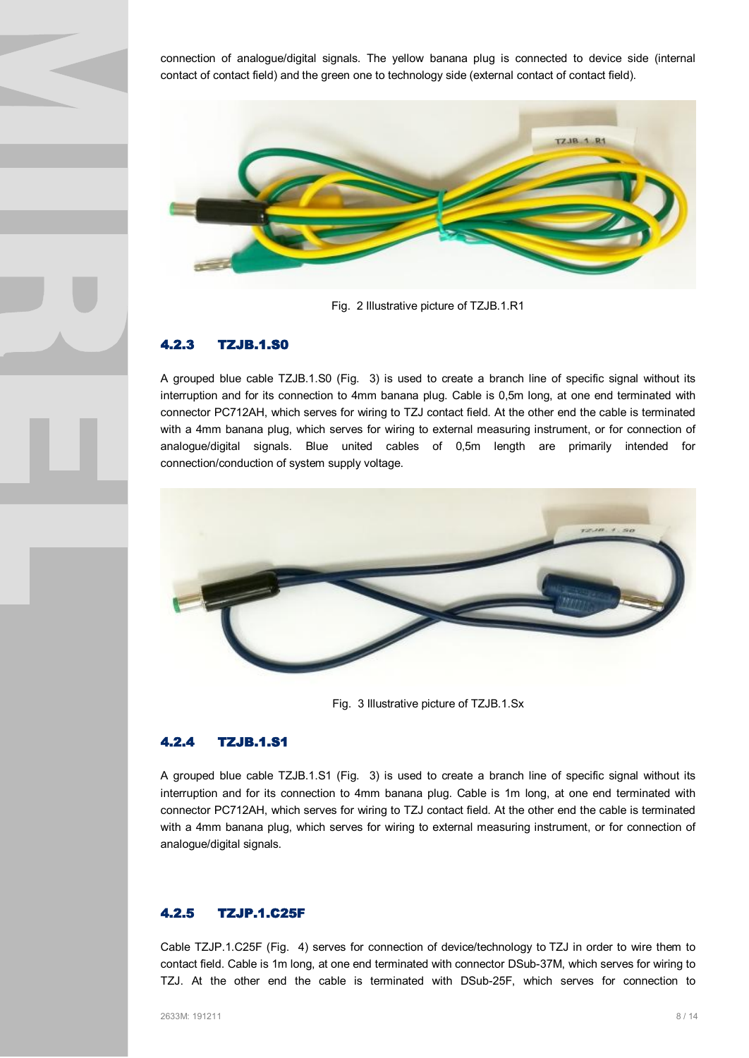connection of analogue/digital signals. The yellow banana plug is connected to device side (internal contact of contact field) and the green one to technology side (external contact of contact field).

Fig. 2 Illustrative picture of TZJB.1.R1

### 4.2.3 TZJB.1.S0

A grouped blue cable TZJB.1.S0 (Fig. 3) is used to create a branch line of specific signal without its interruption and for its connection to 4mm banana plug. Cable is 0,5m long, at one end terminated with connector PC712AH, which serves for wiring to TZJ contact field. At the other end the cable is terminated with a 4mm banana plug, which serves for wiring to external measuring instrument, or for connection of analogue/digital signals. Blue united cables of 0,5m length are primarily intended for connection/conduction of system supply voltage.

Fig. 3 Illustrative picture of TZJB.1.Sx

### 4.2.4 TZJB.1.S1

A grouped blue cable TZJB.1.S1 (Fig. 3) is used to create a branch line of specific signal without its interruption and for its connection to 4mm banana plug. Cable is 1m long, at one end terminated with connector PC712AH, which serves for wiring to TZJ contact field. At the other end the cable is terminated with a 4mm banana plug, which serves for wiring to external measuring instrument, or for connection of analogue/digital signals.

### 4.2.5 TZJP.1.C25F

Cable TZJP.1.C25F (Fig. 4) serves for connection of device/technology to TZJ in order to wire them to contact field. Cable is 1m long, at one end terminated with connector DSub-37M, which serves for wiring to TZJ. At the other end the cable is terminated with DSub-25F, which serves for connection to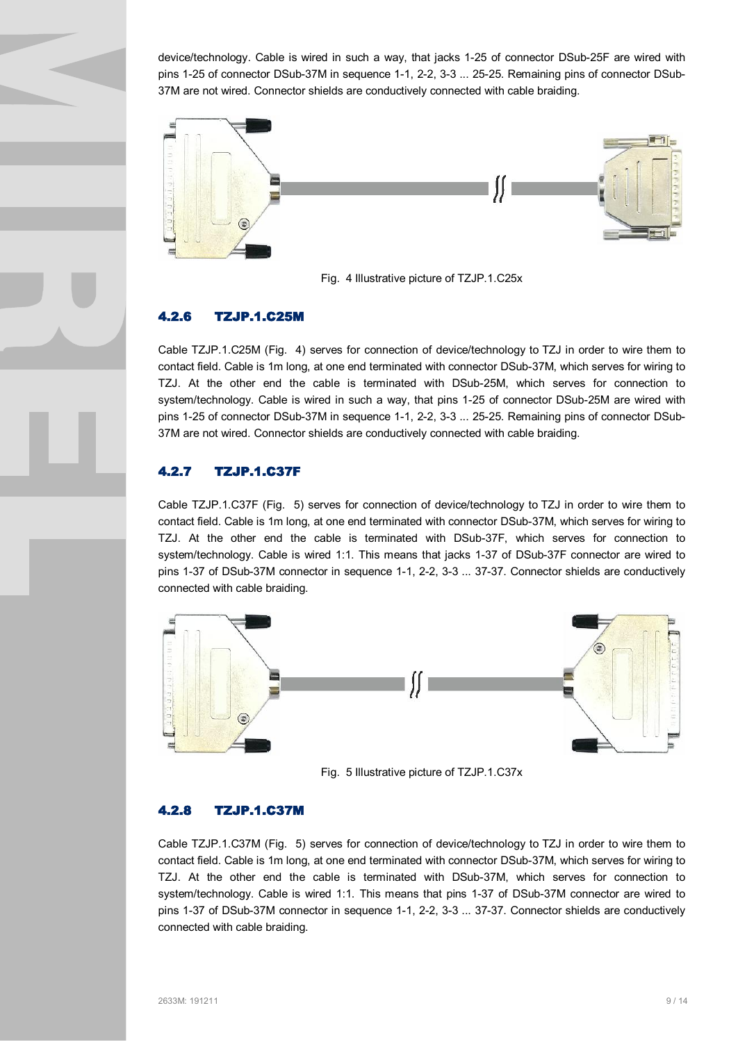device/technology. Cable is wired in such a way, that jacks 1-25 of connector DSub-25F are wired with pins 1-25 of connector DSub-37M in sequence 1-1, 2-2, 3-3 ... 25-25. Remaining pins of connector DSub-37M are not wired. Connector shields are conductively connected with cable braiding.

Fig. 4 Illustrative picture of TZJP.1.C25x

### 4.2.6 TZJP.1.C25M

Cable TZJP.1.C25M (Fig. 4) serves for connection of device/technology to TZJ in order to wire them to contact field. Cable is 1m long, at one end terminated with connector DSub-37M, which serves for wiring to TZJ. At the other end the cable is terminated with DSub-25M, which serves for connection to system/technology. Cable is wired in such a way, that pins 1-25 of connector DSub-25M are wired with pins 1-25 of connector DSub-37M in sequence 1-1, 2-2, 3-3 ... 25-25. Remaining pins of connector DSub-37M are not wired. Connector shields are conductively connected with cable braiding.

### 4.2.7 TZJP.1.C37F

Cable TZJP.1.C37F (Fig. 5) serves for connection of device/technology to TZJ in order to wire them to contact field. Cable is 1m long, at one end terminated with connector DSub-37M, which serves for wiring to TZJ. At the other end the cable is terminated with DSub-37F, which serves for connection to system/technology. Cable is wired 1:1. This means that jacks 1-37 of DSub-37F connector are wired to pins 1-37 of DSub-37M connector in sequence 1-1, 2-2, 3-3 ... 37-37. Connector shields are conductively connected with cable braiding.

Fig. 5 Illustrative picture of TZJP.1.C37x

### 4.2.8 TZJP.1.C37M

Cable TZJP.1.C37M (Fig. 5) serves for connection of device/technology to TZJ in order to wire them to contact field. Cable is 1m long, at one end terminated with connector DSub-37M, which serves for wiring to TZJ. At the other end the cable is terminated with DSub-37M, which serves for connection to system/technology. Cable is wired 1:1. This means that pins 1-37 of DSub-37M connector are wired to pins 1-37 of DSub-37M connector in sequence 1-1, 2-2, 3-3 ... 37-37. Connector shields are conductively connected with cable braiding.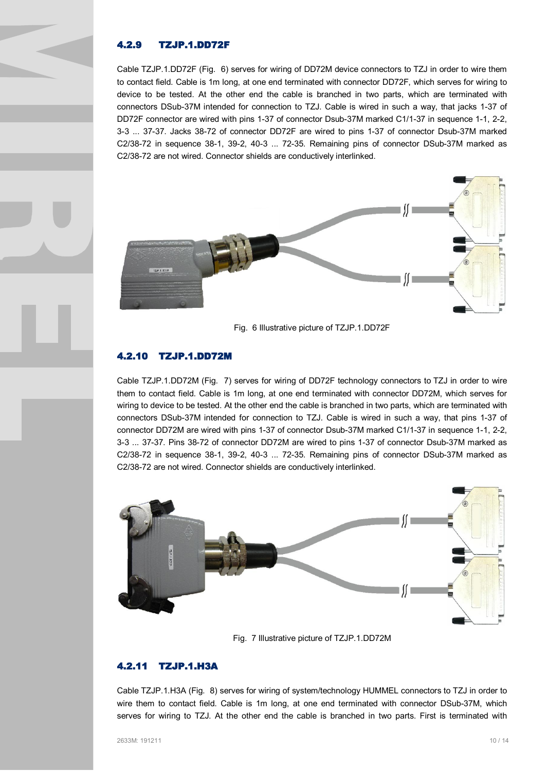### 4.2.9 TZJP.1.DD72F

Cable TZJP.1.DD72F (Fig. 6) serves for wiring of DD72M device connectors to TZJ in order to wire them to contact field. Cable is 1m long, at one end terminated with connector DD72F, which serves for wiring to device to be tested. At the other end the cable is branched in two parts, which are terminated with connectors DSub-37M intended for connection to TZJ. Cable is wired in such a way, that jacks 1-37 of DD72F connector are wired with pins 1-37 of connector Dsub-37M marked C1/1-37 in sequence 1-1, 2-2, 3-3 ... 37-37. Jacks 38-72 of connector DD72F are wired to pins 1-37 of connector Dsub-37M marked C2/38-72 in sequence 38-1, 39-2, 40-3 ... 72-35. Remaining pins of connector DSub-37M marked as C2/38-72 are not wired. Connector shields are conductively interlinked.

Fig. 6 Illustrative picture of TZJP.1.DD72F

### 4.2.10 TZJP.1.DD72M

Cable TZJP.1.DD72M (Fig. 7) serves for wiring of DD72F technology connectors to TZJ in order to wire them to contact field. Cable is 1m long, at one end terminated with connector DD72M, which serves for wiring to device to be tested. At the other end the cable is branched in two parts, which are terminated with connectors DSub-37M intended for connection to TZJ. Cable is wired in such a way, that pins 1-37 of connector DD72M are wired with pins 1-37 of connector Dsub-37M marked C1/1-37 in sequence 1-1, 2-2, 3-3 ... 37-37. Pins 38-72 of connector DD72M are wired to pins 1-37 of connector Dsub-37M marked as C2/38-72 in sequence 38-1, 39-2, 40-3 ... 72-35. Remaining pins of connector DSub-37M marked as C2/38-72 are not wired. Connector shields are conductively interlinked.

Fig. 7 Illustrative picture of TZJP.1.DD72M

### 4.2.11 TZJP.1.H3A

Cable TZJP.1.H3A (Fig. 8) serves for wiring of system/technology HUMMEL connectors to TZJ in order to wire them to contact field. Cable is 1m long, at one end terminated with connector DSub-37M, which serves for wiring to TZJ. At the other end the cable is branched in two parts. First is terminated with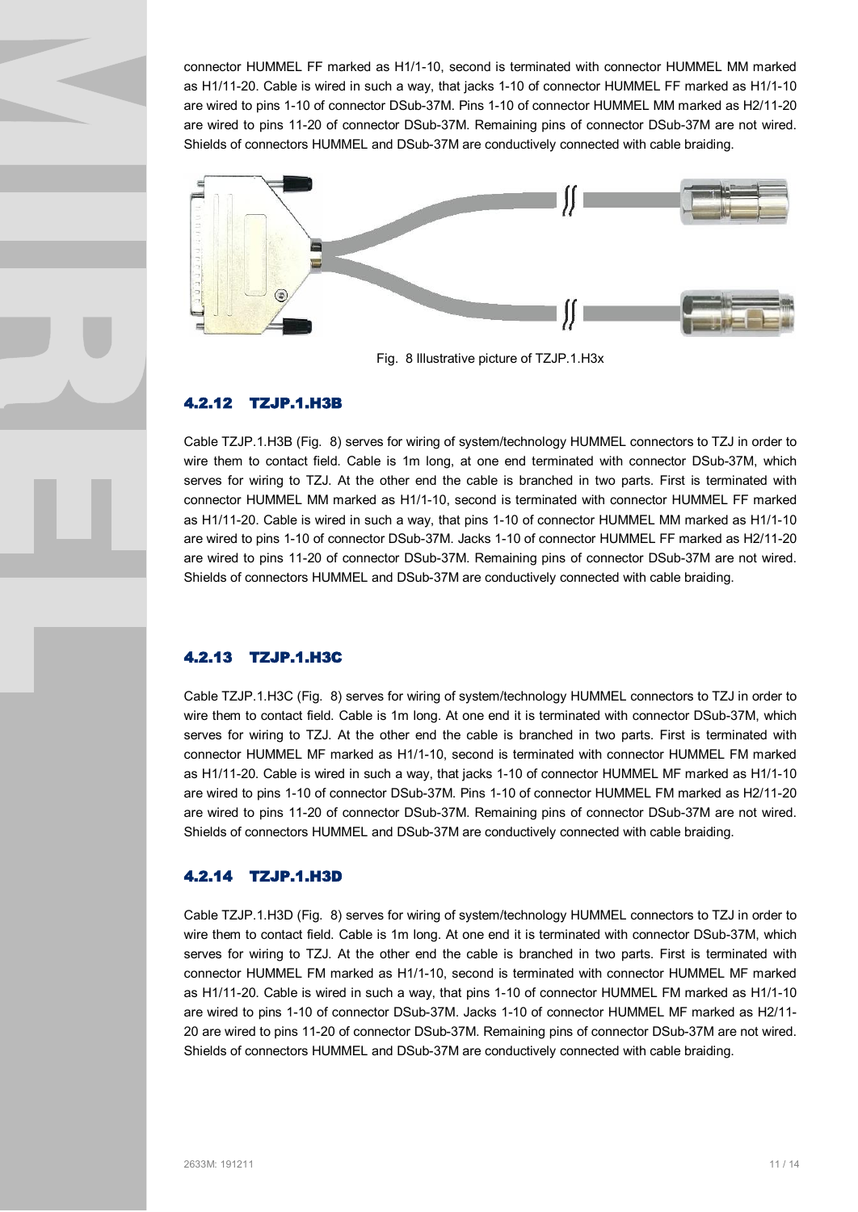connector HUMMEL FF marked as H1/1-10, second is terminated with connector HUMMEL MM marked as H1/11-20. Cable is wired in such a way, that jacks 1-10 of connector HUMMEL FF marked as H1/1-10 are wired to pins 1-10 of connector DSub-37M. Pins 1-10 of connector HUMMEL MM marked as H2/11-20 are wired to pins 11-20 of connector DSub-37M. Remaining pins of connector DSub-37M are not wired. Shields of connectors HUMMEL and DSub-37M are conductively connected with cable braiding.

Fig. 8 Illustrative picture of TZJP.1.H3x

### 4.2.12 TZJP.1.H3B

Cable TZJP.1.H3B (Fig. 8) serves for wiring of system/technology HUMMEL connectors to TZJ in order to wire them to contact field. Cable is 1m long, at one end terminated with connector DSub-37M, which serves for wiring to TZJ. At the other end the cable is branched in two parts. First is terminated with connector HUMMEL MM marked as H1/1-10, second is terminated with connector HUMMEL FF marked as H1/11-20. Cable is wired in such a way, that pins 1-10 of connector HUMMEL MM marked as H1/1-10 are wired to pins 1-10 of connector DSub-37M. Jacks 1-10 of connector HUMMEL FF marked as H2/11-20 are wired to pins 11-20 of connector DSub-37M. Remaining pins of connector DSub-37M are not wired. Shields of connectors HUMMEL and DSub-37M are conductively connected with cable braiding.

### 4.2.13 TZJP.1.H3C

Cable TZJP.1.H3C (Fig. 8) serves for wiring of system/technology HUMMEL connectors to TZJ in order to wire them to contact field. Cable is 1m long. At one end it is terminated with connector DSub-37M, which serves for wiring to TZJ. At the other end the cable is branched in two parts. First is terminated with connector HUMMEL MF marked as H1/1-10, second is terminated with connector HUMMEL FM marked as H1/11-20. Cable is wired in such a way, that jacks 1-10 of connector HUMMEL MF marked as H1/1-10 are wired to pins 1-10 of connector DSub-37M. Pins 1-10 of connector HUMMEL FM marked as H2/11-20 are wired to pins 11-20 of connector DSub-37M. Remaining pins of connector DSub-37M are not wired. Shields of connectors HUMMEL and DSub-37M are conductively connected with cable braiding.

### 4.2.14 TZJP.1.H3D

Cable TZJP.1.H3D (Fig. 8) serves for wiring of system/technology HUMMEL connectors to TZJ in order to wire them to contact field. Cable is 1m long. At one end it is terminated with connector DSub-37M, which serves for wiring to TZJ. At the other end the cable is branched in two parts. First is terminated with connector HUMMEL FM marked as H1/1-10, second is terminated with connector HUMMEL MF marked as H1/11-20. Cable is wired in such a way, that pins 1-10 of connector HUMMEL FM marked as H1/1-10 are wired to pins 1-10 of connector DSub-37M. Jacks 1-10 of connector HUMMEL MF marked as H2/11-20 are wired to pins 11-20 of connector DSub-37M. Remaining pins of connector DSub-37M are not wired. Shields of connectors HUMMEL and DSub-37M are conductively connected with cable braiding.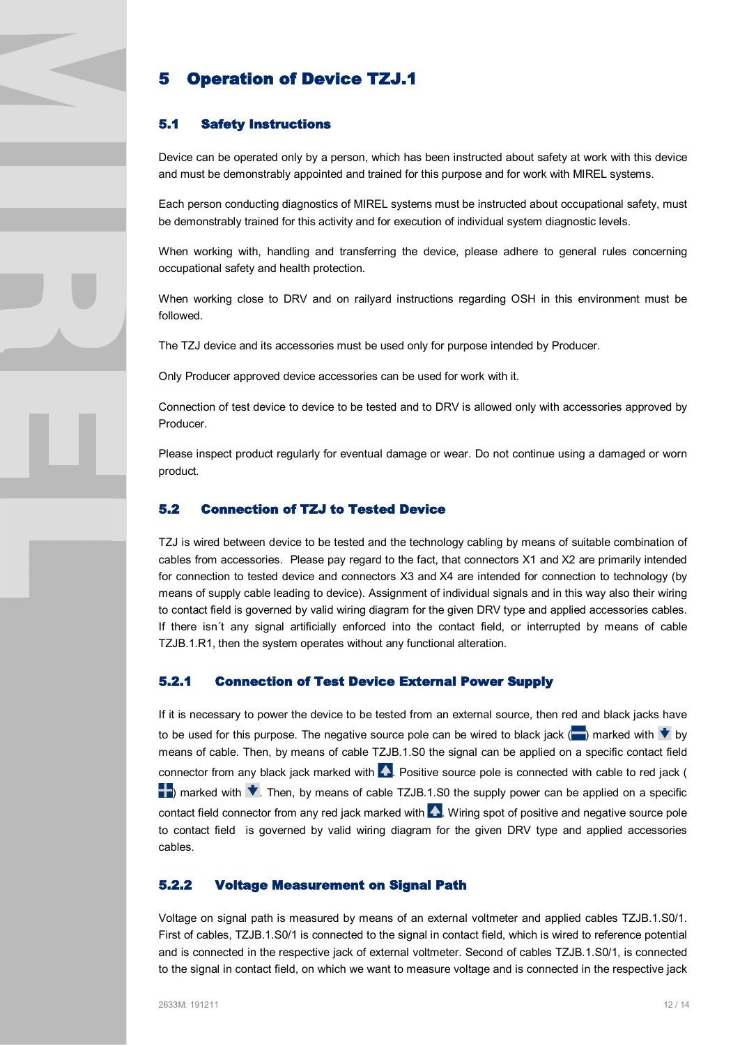# 5 Operation of Device TZJ.1

## 5.1 Safety Instructions

Device can be operated only by a person, which has been instructed about safety at work with this device and must be demonstrably appointed and trained for this purpose and for work with MIREL systems.

Each person conducting diagnostics of MIREL systems must be instructed about occupational safety, must be demonstrably trained for this activity and for execution of individual system diagnostic levels.

When working with, handling and transferring the device, please adhere to general rules concerning occupational safety and health protection.

When working close to DRV and on railyard instructions regarding OSH in this environment must be followed.

The TZJ device and its accessories must be used only for purpose intended by Producer.

Only Producer approved device accessories can be used for work with it.

Connection of test device to device to be tested and to DRV is allowed only with accessories approved by Producer.

Please inspect product regularly for eventual damage or wear. Do not continue using a damaged or worn product.

## 5.2 Connection of TZJ to Tested Device

TZJ is wired between device to be tested and the technology cabling by means of suitable combination of cables from accessories. Please pay regard to the fact, that connectors X1 and X2 are primarily intended for connection to tested device and connectors X3 and X4 are intended for connection to technology (by means of supply cable leading to device). Assignment of individual signals and in this way also their wiring to contact field is governed by valid wiring diagram for the given DRV type and applied accessories cables. If there isn´t any signal artificially enforced into the contact field, or interrupted by means of cable TZJB.1.R1, then the system operates without any functional alteration.

### 5.2.1 Connection of Test Device External Power Supply

If it is necessary to power the device to be tested from an external source, then red and black jacks have to be used for this purpose. The negative source pole can be wired to black jack (▬) marked with ▼ by means of cable. Then, by means of cable TZJB.1.S0 the signal can be applied on a specific contact field connector from any black jack marked with ▲. Positive source pole is connected with cable to red jack (✚) marked with ▼. Then, by means of cable TZJB.1.S0 the supply power can be applied on a specific contact field connector from any red jack marked with ▲. Wiring spot of positive and negative source pole to contact field is governed by valid wiring diagram for the given DRV type and applied accessories cables.

### 5.2.2 Voltage Measurement on Signal Path

Voltage on signal path is measured by means of an external voltmeter and applied cables TZJB.1.S0/1. First of cables, TZJB.1.S0/1 is connected to the signal in contact field, which is wired to reference potential and is connected in the respective jack of external voltmeter. Second of cables TZJB.1.S0/1, is connected to the signal in contact field, on which we want to measure voltage and is connected in the respective jack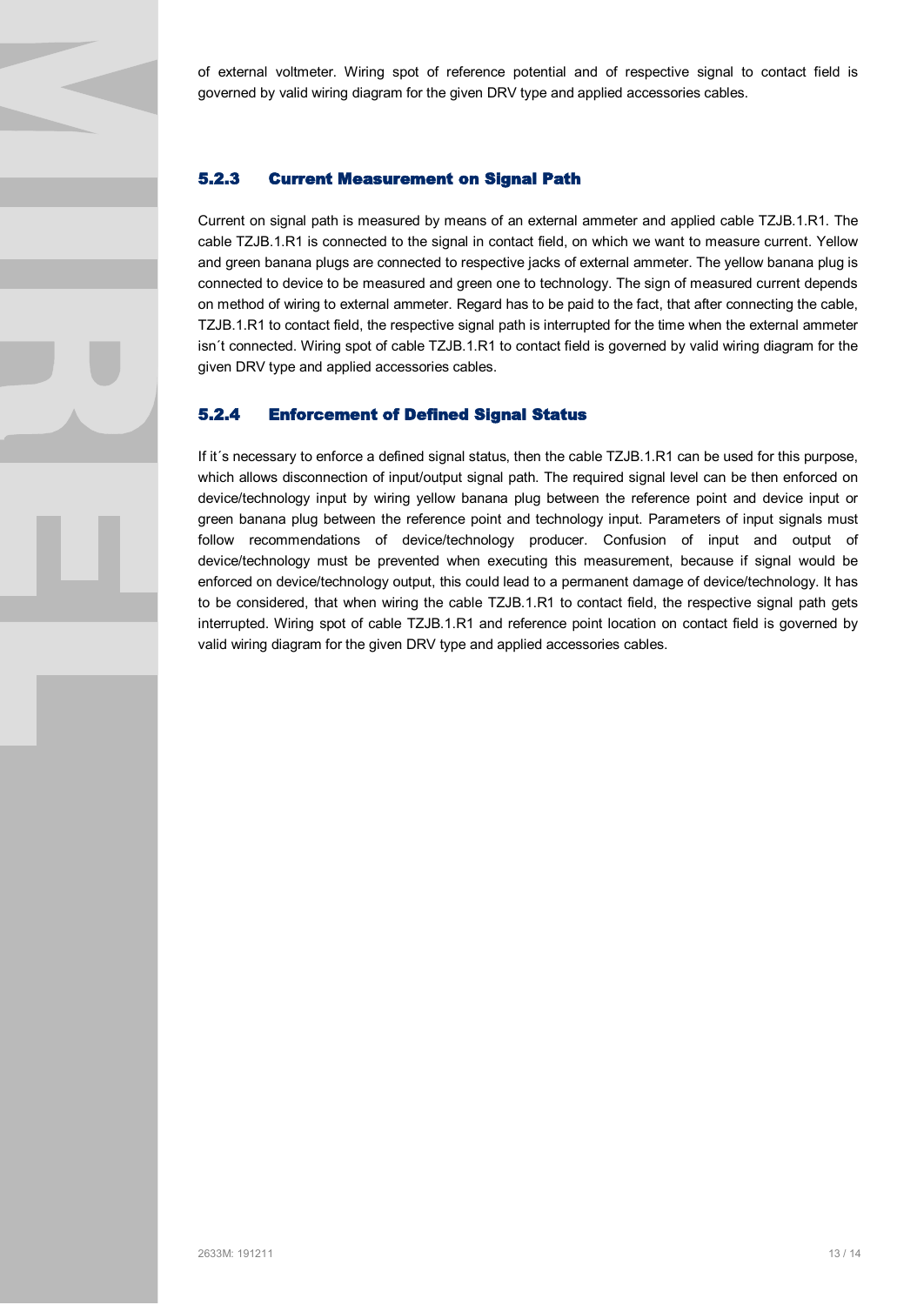of external voltmeter. Wiring spot of reference potential and of respective signal to contact field is governed by valid wiring diagram for the given DRV type and applied accessories cables.

### 5.2.3 Current Measurement on Signal Path

Current on signal path is measured by means of an external ammeter and applied cable TZJB.1.R1. The cable TZJB.1.R1 is connected to the signal in contact field, on which we want to measure current. Yellow and green banana plugs are connected to respective jacks of external ammeter. The yellow banana plug is connected to device to be measured and green one to technology. The sign of measured current depends on method of wiring to external ammeter. Regard has to be paid to the fact, that after connecting the cable, TZJB.1.R1 to contact field, the respective signal path is interrupted for the time when the external ammeter isn´t connected. Wiring spot of cable TZJB.1.R1 to contact field is governed by valid wiring diagram for the given DRV type and applied accessories cables.

### 5.2.4 Enforcement of Defined Signal Status

If it´s necessary to enforce a defined signal status, then the cable TZJB.1.R1 can be used for this purpose, which allows disconnection of input/output signal path. The required signal level can be then enforced on device/technology input by wiring yellow banana plug between the reference point and device input or green banana plug between the reference point and technology input. Parameters of input signals must follow recommendations of device/technology producer. Confusion of input and output of device/technology must be prevented when executing this measurement, because if signal would be enforced on device/technology output, this could lead to a permanent damage of device/technology. It has to be considered, that when wiring the cable TZJB.1.R1 to contact field, the respective signal path gets interrupted. Wiring spot of cable TZJB.1.R1 and reference point location on contact field is governed by valid wiring diagram for the given DRV type and applied accessories cables.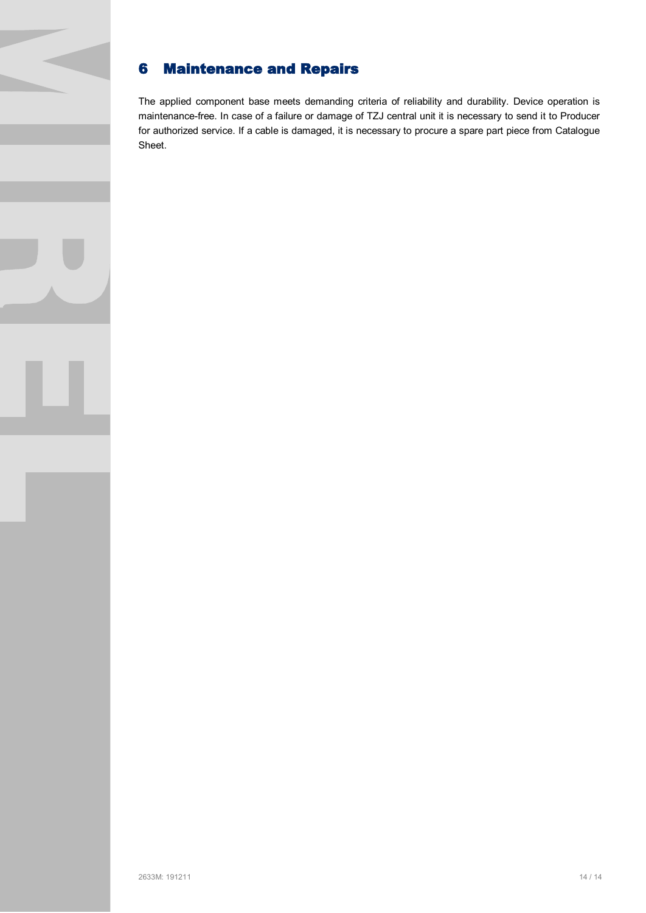# 6 Maintenance and Repairs

The applied component base meets demanding criteria of reliability and durability. Device operation is maintenance-free. In case of a failure or damage of TZJ central unit it is necessary to send it to Producer for authorized service. If a cable is damaged, it is necessary to procure a spare part piece from Catalogue Sheet.